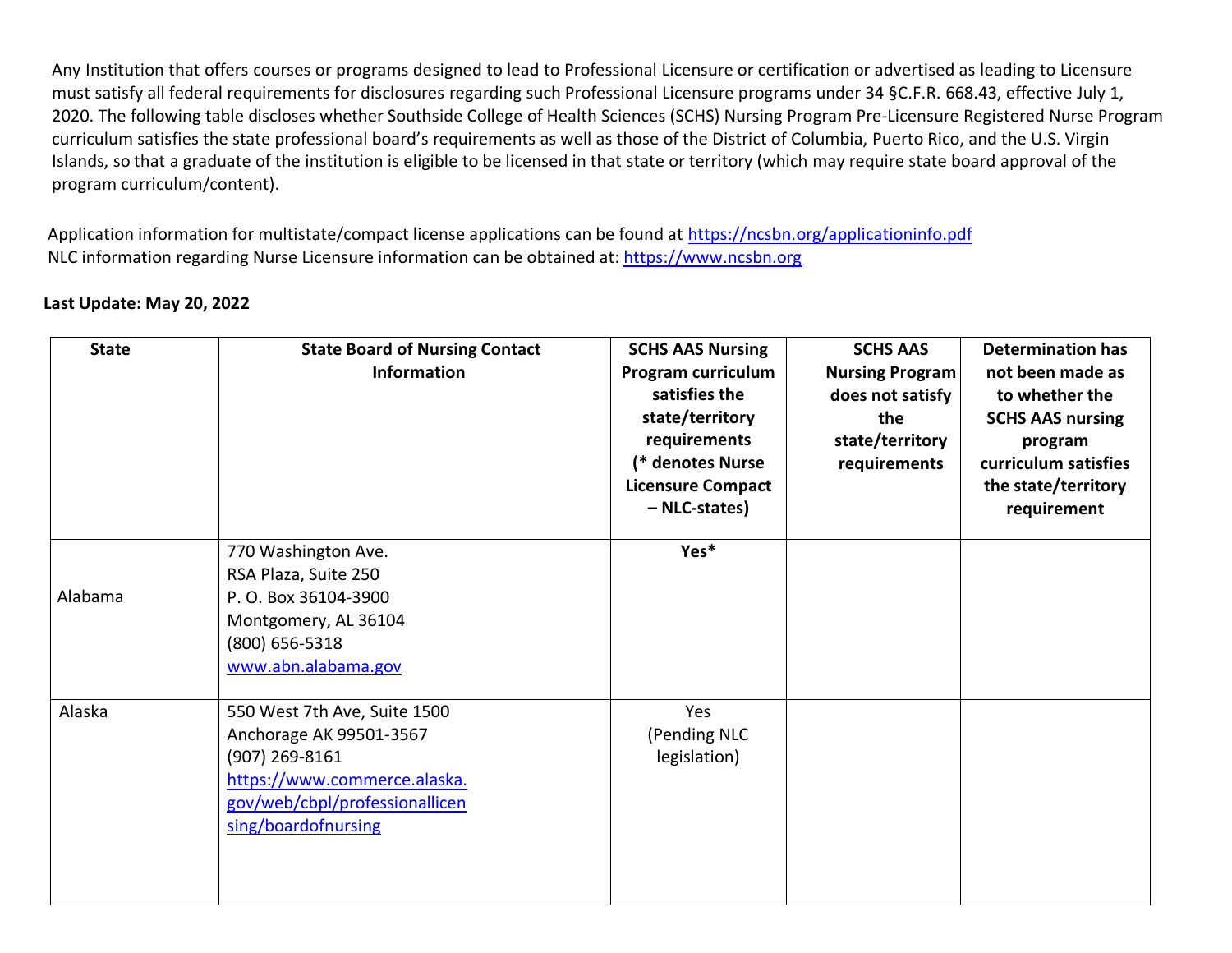Any Institution that offers courses or programs designed to lead to Professional Licensure or certification or advertised as leading to Licensure must satisfy all federal requirements for disclosures regarding such Professional Licensure programs under 34 §C.F.R. 668.43, effective July 1, 2020. The following table discloses whether Southside College of Health Sciences (SCHS) Nursing Program Pre-Licensure Registered Nurse Program curriculum satisfies the state professional board's requirements as well as those of the District of Columbia, Puerto Rico, and the U.S. Virgin Islands, so that a graduate of the institution is eligible to be licensed in that state or territory (which may require state board approval of the program curriculum/content).

Application information for multistate/compact license applications can be found at https://ncsbn.org/applicationinfo.pdf
NLC information regarding Nurse Licensure information can be obtained at: https://www.ncsbn.org

**Last Update: May 20, 2022**

| State | State Board of Nursing Contact Information | SCHS AAS Nursing Program curriculum satisfies the state/territory requirements (* denotes Nurse Licensure Compact – NLC-states) | SCHS AAS Nursing Program does not satisfy the state/territory requirements | Determination has not been made as to whether the SCHS AAS nursing program curriculum satisfies the state/territory requirement |
|---|---|---|---|---|
| Alabama | 770 Washington Ave.<br>RSA Plaza, Suite 250<br>P. O. Box 36104-3900<br>Montgomery, AL 36104<br>(800) 656-5318<br>www.abn.alabama.gov | **Yes*** | | |
| Alaska | 550 West 7th Ave, Suite 1500<br>Anchorage AK 99501-3567<br>(907) 269-8161<br>https://www.commerce.alaska.gov/web/cbpl/professionallicensing/boardofnursing | Yes<br>(Pending NLC legislation) | | |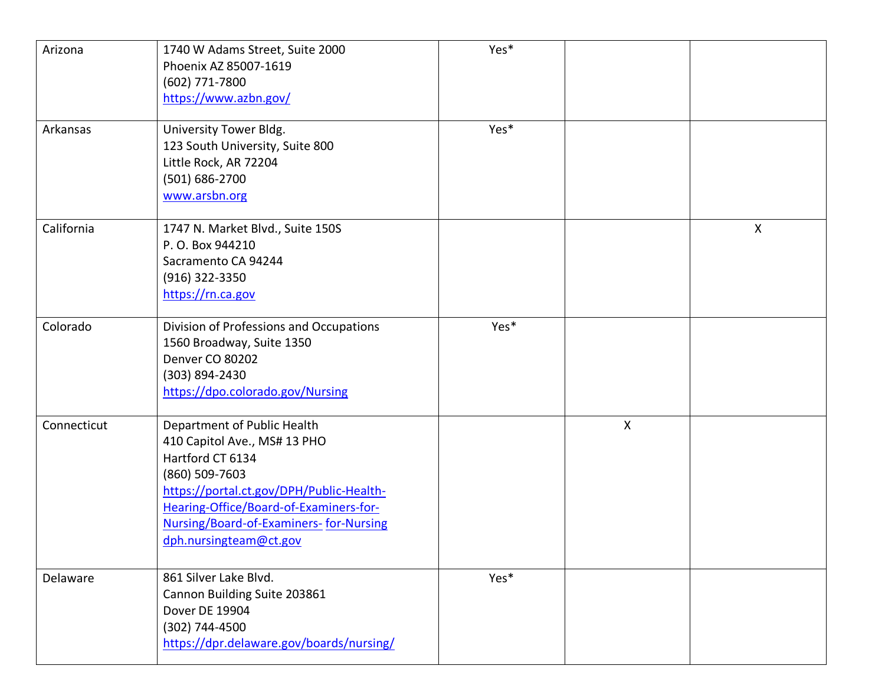| | | | | |
|---|---|---|---|---|
| Arizona | 1740 W Adams Street, Suite 2000<br>Phoenix AZ 85007-1619<br>(602) 771-7800<br>https://www.azbn.gov/ | Yes* | | |
| Arkansas | University Tower Bldg.<br>123 South University, Suite 800<br>Little Rock, AR 72204<br>(501) 686-2700<br>www.arsbn.org | Yes* | | |
| California | 1747 N. Market Blvd., Suite 150S<br>P. O. Box 944210<br>Sacramento CA 94244<br>(916) 322-3350<br>https://rn.ca.gov | | | X |
| Colorado | Division of Professions and Occupations<br>1560 Broadway, Suite 1350<br>Denver CO 80202<br>(303) 894-2430<br>https://dpo.colorado.gov/Nursing | Yes* | | |
| Connecticut | Department of Public Health<br>410 Capitol Ave., MS# 13 PHO<br>Hartford CT 6134<br>(860) 509-7603<br>https://portal.ct.gov/DPH/Public-Health-Hearing-Office/Board-of-Examiners-for-Nursing/Board-of-Examiners- for-Nursing<br>dph.nursingteam@ct.gov | | X | |
| Delaware | 861 Silver Lake Blvd.<br>Cannon Building Suite 203861<br>Dover DE 19904<br>(302) 744-4500<br>https://dpr.delaware.gov/boards/nursing/ | Yes* | | |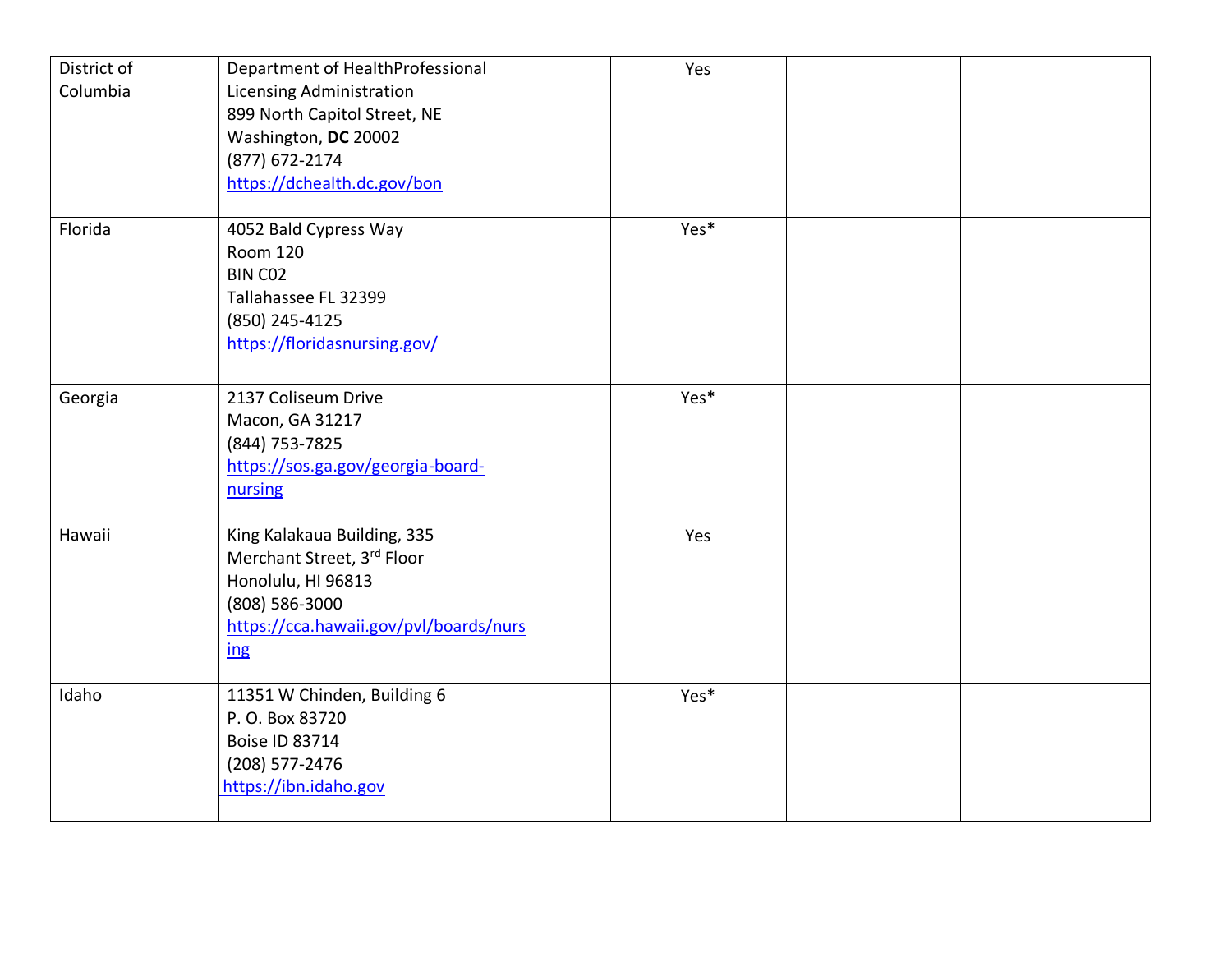| | | | | |
|---|---|---|---|---|
| District of Columbia | Department of HealthProfessional Licensing Administration<br>899 North Capitol Street, NE<br>Washington, **DC** 20002<br>(877) 672-2174<br>https://dchealth.dc.gov/bon | Yes | | |
| Florida | 4052 Bald Cypress Way<br>Room 120<br>BIN C02<br>Tallahassee FL 32399<br>(850) 245-4125<br>https://floridasnursing.gov/ | Yes* | | |
| Georgia | 2137 Coliseum Drive<br>Macon, GA 31217<br>(844) 753-7825<br>https://sos.ga.gov/georgia-board-nursing | Yes* | | |
| Hawaii | King Kalakaua Building, 335 Merchant Street, 3rd Floor<br>Honolulu, HI 96813<br>(808) 586-3000<br>https://cca.hawaii.gov/pvl/boards/nursing | Yes | | |
| Idaho | 11351 W Chinden, Building 6<br>P. O. Box 83720<br>Boise ID 83714<br>(208) 577-2476<br>https://ibn.idaho.gov | Yes* | | |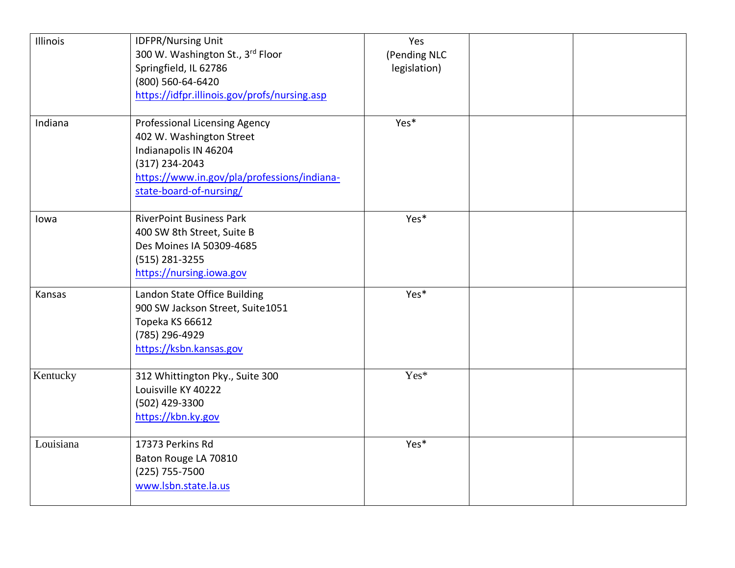| | | | | |
|---|---|---|---|---|
| Illinois | IDFPR/Nursing Unit<br>300 W. Washington St., 3rd Floor<br>Springfield, IL 62786<br>(800) 560-64-6420<br>https://idfpr.illinois.gov/profs/nursing.asp | Yes<br>(Pending NLC legislation) | | |
| Indiana | Professional Licensing Agency<br>402 W. Washington Street<br>Indianapolis IN 46204<br>(317) 234-2043<br>https://www.in.gov/pla/professions/indiana-state-board-of-nursing/ | Yes* | | |
| Iowa | RiverPoint Business Park<br>400 SW 8th Street, Suite B<br>Des Moines IA 50309-4685<br>(515) 281-3255<br>https://nursing.iowa.gov | Yes* | | |
| Kansas | Landon State Office Building<br>900 SW Jackson Street, Suite1051<br>Topeka KS 66612<br>(785) 296-4929<br>https://ksbn.kansas.gov | Yes* | | |
| Kentucky | 312 Whittington Pky., Suite 300<br>Louisville KY 40222<br>(502) 429-3300<br>https://kbn.ky.gov | Yes* | | |
| Louisiana | 17373 Perkins Rd<br>Baton Rouge LA 70810<br>(225) 755-7500<br>www.lsbn.state.la.us | Yes* | | |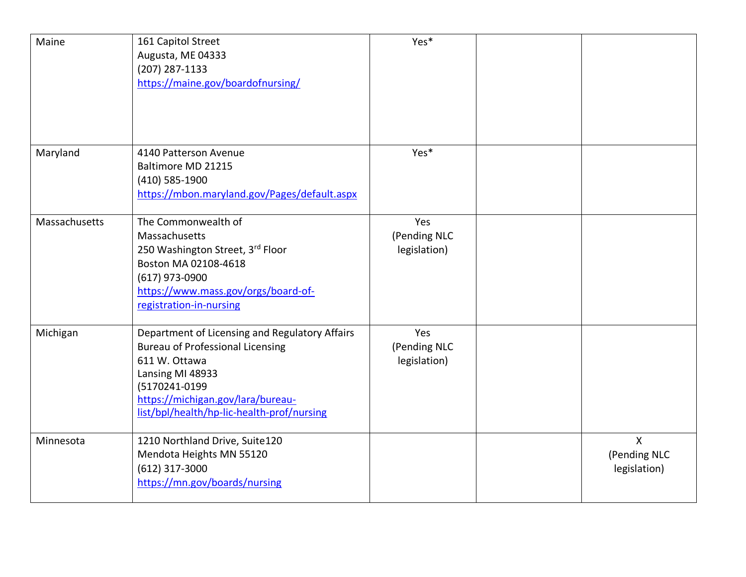| | | | | |
|---|---|---|---|---|
| Maine | 161 Capitol Street<br>Augusta, ME 04333<br>(207) 287-1133<br>https://maine.gov/boardofnursing/ | Yes* | | |
| Maryland | 4140 Patterson Avenue<br>Baltimore MD 21215<br>(410) 585-1900<br>https://mbon.maryland.gov/Pages/default.aspx | Yes* | | |
| Massachusetts | The Commonwealth of Massachusetts<br>250 Washington Street, 3rd Floor<br>Boston MA 02108-4618<br>(617) 973-0900<br>https://www.mass.gov/orgs/board-of-registration-in-nursing | Yes<br>(Pending NLC legislation) | | |
| Michigan | Department of Licensing and Regulatory Affairs<br>Bureau of Professional Licensing<br>611 W. Ottawa<br>Lansing MI 48933<br>(5170241-0199<br>https://michigan.gov/lara/bureau-list/bpl/health/hp-lic-health-prof/nursing | Yes<br>(Pending NLC legislation) | | |
| Minnesota | 1210 Northland Drive, Suite120<br>Mendota Heights MN 55120<br>(612) 317-3000<br>https://mn.gov/boards/nursing | | | X<br>(Pending NLC legislation) |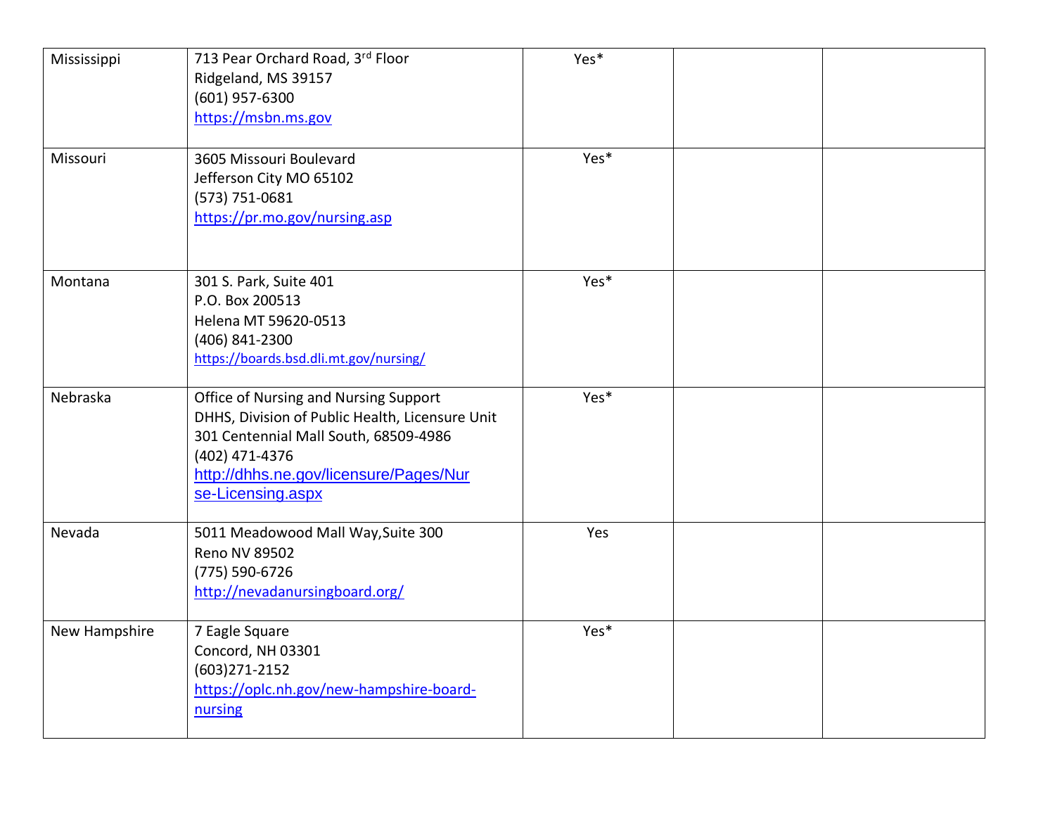| | | | | |
|---|---|---|---|---|
| Mississippi | 713 Pear Orchard Road, 3rd Floor<br>Ridgeland, MS 39157<br>(601) 957-6300<br>https://msbn.ms.gov | Yes* | | |
| Missouri | 3605 Missouri Boulevard<br>Jefferson City MO 65102<br>(573) 751-0681<br>https://pr.mo.gov/nursing.asp | Yes* | | |
| Montana | 301 S. Park, Suite 401<br>P.O. Box 200513<br>Helena MT 59620-0513<br>(406) 841-2300<br>https://boards.bsd.dli.mt.gov/nursing/ | Yes* | | |
| Nebraska | Office of Nursing and Nursing Support<br>DHHS, Division of Public Health, Licensure Unit<br>301 Centennial Mall South, 68509-4986<br>(402) 471-4376<br>http://dhhs.ne.gov/licensure/Pages/Nurse-Licensing.aspx | Yes* | | |
| Nevada | 5011 Meadowood Mall Way,Suite 300<br>Reno NV 89502<br>(775) 590-6726<br>http://nevadanursingboard.org/ | Yes | | |
| New Hampshire | 7 Eagle Square<br>Concord, NH 03301<br>(603)271-2152<br>https://oplc.nh.gov/new-hampshire-board-nursing | Yes* | | |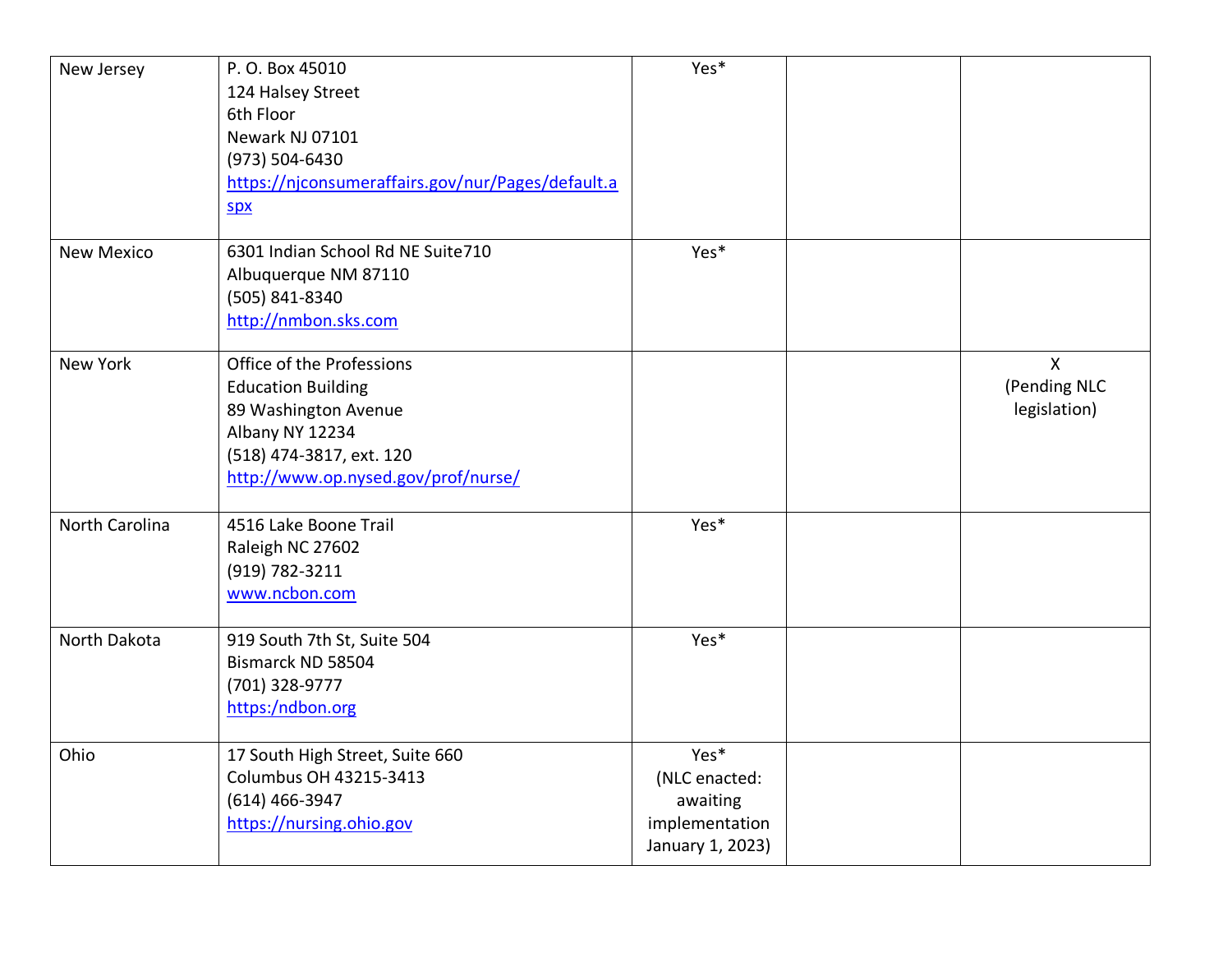| | | | | |
|---|---|---|---|---|
| New Jersey | P. O. Box 45010<br>124 Halsey Street<br>6th Floor<br>Newark NJ 07101<br>(973) 504-6430<br>[https://njconsumeraffairs.gov/nur/Pages/default.aspx](https://njconsumeraffairs.gov/nur/Pages/default.aspx) | Yes* | | |
| New Mexico | 6301 Indian School Rd NE Suite710<br>Albuquerque NM 87110<br>(505) 841-8340<br>[http://nmbon.sks.com](http://nmbon.sks.com) | Yes* | | |
| New York | Office of the Professions<br>Education Building<br>89 Washington Avenue<br>Albany NY 12234<br>(518) 474-3817, ext. 120<br>[http://www.op.nysed.gov/prof/nurse/](http://www.op.nysed.gov/prof/nurse/) | | | X<br>(Pending NLC legislation) |
| North Carolina | 4516 Lake Boone Trail<br>Raleigh NC 27602<br>(919) 782-3211<br>[www.ncbon.com](www.ncbon.com) | Yes* | | |
| North Dakota | 919 South 7th St, Suite 504<br>Bismarck ND 58504<br>(701) 328-9777<br>[https:/ndbon.org](https:/ndbon.org) | Yes* | | |
| Ohio | 17 South High Street, Suite 660<br>Columbus OH 43215-3413<br>(614) 466-3947<br>[https://nursing.ohio.gov](https://nursing.ohio.gov) | Yes*<br>(NLC enacted: awaiting implementation January 1, 2023) | | |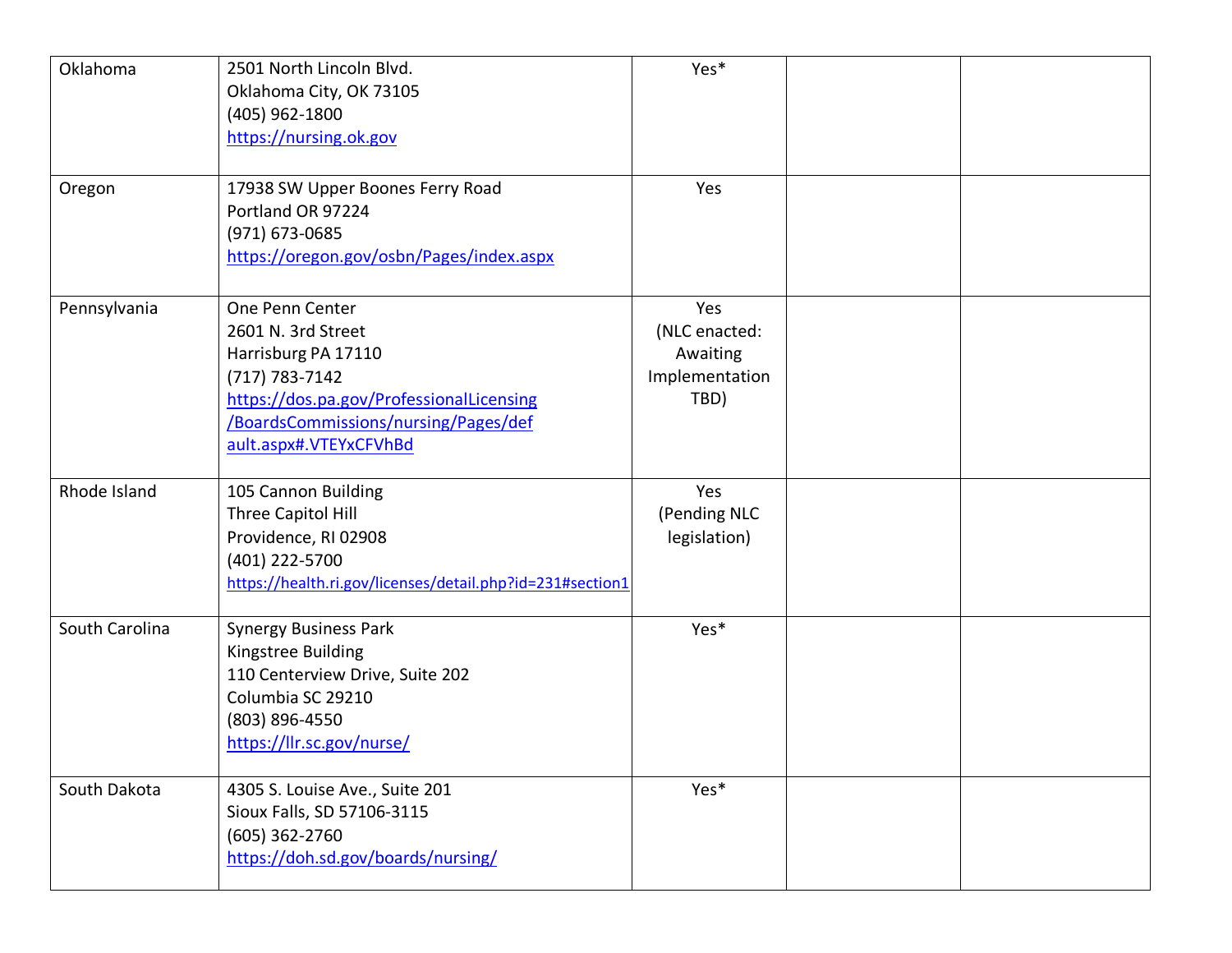| | | | | |
|---|---|---|---|---|
| Oklahoma | 2501 North Lincoln Blvd.<br>Oklahoma City, OK 73105<br>(405) 962-1800<br>https://nursing.ok.gov | Yes* | | |
| Oregon | 17938 SW Upper Boones Ferry Road<br>Portland OR 97224<br>(971) 673-0685<br>https://oregon.gov/osbn/Pages/index.aspx | Yes | | |
| Pennsylvania | One Penn Center<br>2601 N. 3rd Street<br>Harrisburg PA 17110<br>(717) 783-7142<br>https://dos.pa.gov/ProfessionalLicensing/BoardsCommissions/nursing/Pages/default.aspx#.VTEYxCFVhBd | Yes<br>(NLC enacted: Awaiting Implementation TBD) | | |
| Rhode Island | 105 Cannon Building<br>Three Capitol Hill<br>Providence, RI 02908<br>(401) 222-5700<br>https://health.ri.gov/licenses/detail.php?id=231#section1 | Yes<br>(Pending NLC legislation) | | |
| South Carolina | Synergy Business Park<br>Kingstree Building<br>110 Centerview Drive, Suite 202<br>Columbia SC 29210<br>(803) 896-4550<br>https://llr.sc.gov/nurse/ | Yes* | | |
| South Dakota | 4305 S. Louise Ave., Suite 201<br>Sioux Falls, SD 57106-3115<br>(605) 362-2760<br>https://doh.sd.gov/boards/nursing/ | Yes* | | |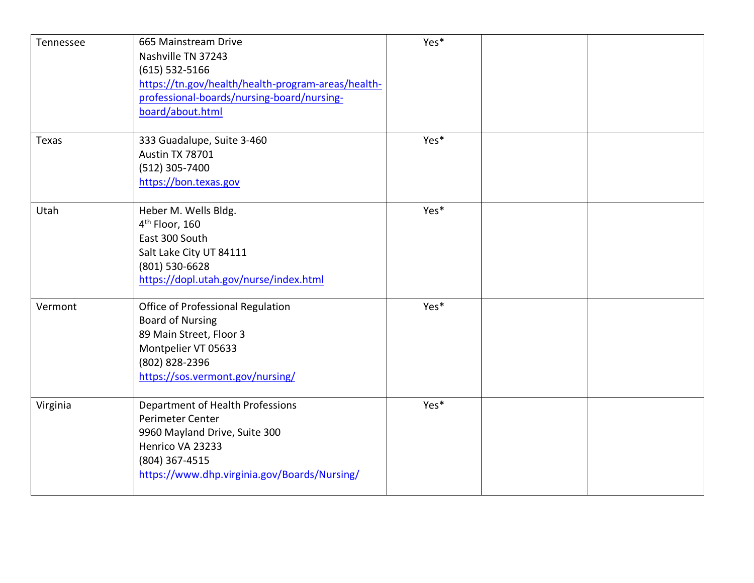| | | | | |
|---|---|---|---|---|
| Tennessee | 665 Mainstream Drive<br>Nashville TN 37243<br>(615) 532-5166<br>https://tn.gov/health/health-program-areas/health-professional-boards/nursing-board/nursing-board/about.html | Yes* | | |
| Texas | 333 Guadalupe, Suite 3-460<br>Austin TX 78701<br>(512) 305-7400<br>https://bon.texas.gov | Yes* | | |
| Utah | Heber M. Wells Bldg.<br>4th Floor, 160<br>East 300 South<br>Salt Lake City UT 84111<br>(801) 530-6628<br>https://dopl.utah.gov/nurse/index.html | Yes* | | |
| Vermont | Office of Professional Regulation<br>Board of Nursing<br>89 Main Street, Floor 3<br>Montpelier VT 05633<br>(802) 828-2396<br>https://sos.vermont.gov/nursing/ | Yes* | | |
| Virginia | Department of Health Professions<br>Perimeter Center<br>9960 Mayland Drive, Suite 300<br>Henrico VA 23233<br>(804) 367-4515<br>https://www.dhp.virginia.gov/Boards/Nursing/ | Yes* | | |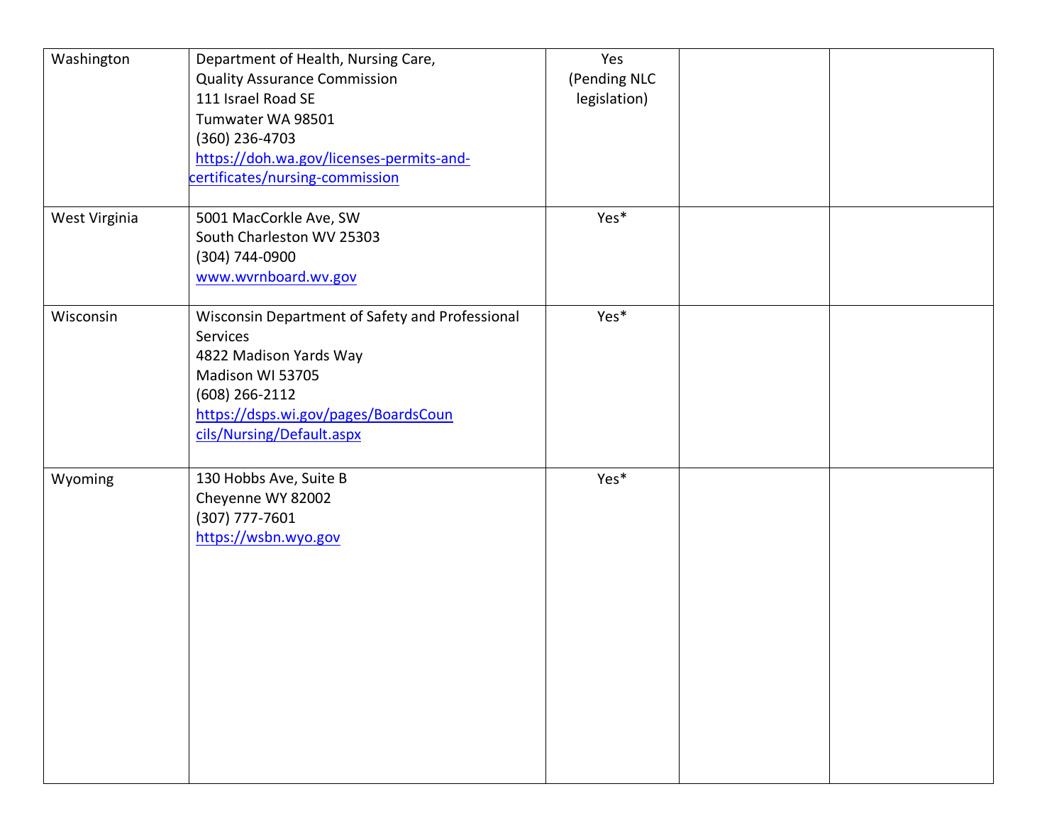| | | | | |
|---|---|---|---|---|
| Washington | Department of Health, Nursing Care,<br>Quality Assurance Commission<br>111 Israel Road SE<br>Tumwater WA 98501<br>(360) 236-4703<br>https://doh.wa.gov/licenses-permits-and-certificates/nursing-commission | Yes<br>(Pending NLC legislation) | | |
| West Virginia | 5001 MacCorkle Ave, SW<br>South Charleston WV 25303<br>(304) 744-0900<br>www.wvrnboard.wv.gov | Yes* | | |
| Wisconsin | Wisconsin Department of Safety and Professional Services<br>4822 Madison Yards Way<br>Madison WI 53705<br>(608) 266-2112<br>https://dsps.wi.gov/pages/BoardsCouncils/Nursing/Default.aspx | Yes* | | |
| Wyoming | 130 Hobbs Ave, Suite B<br>Cheyenne WY 82002<br>(307) 777-7601<br>https://wsbn.wyo.gov | Yes* | | |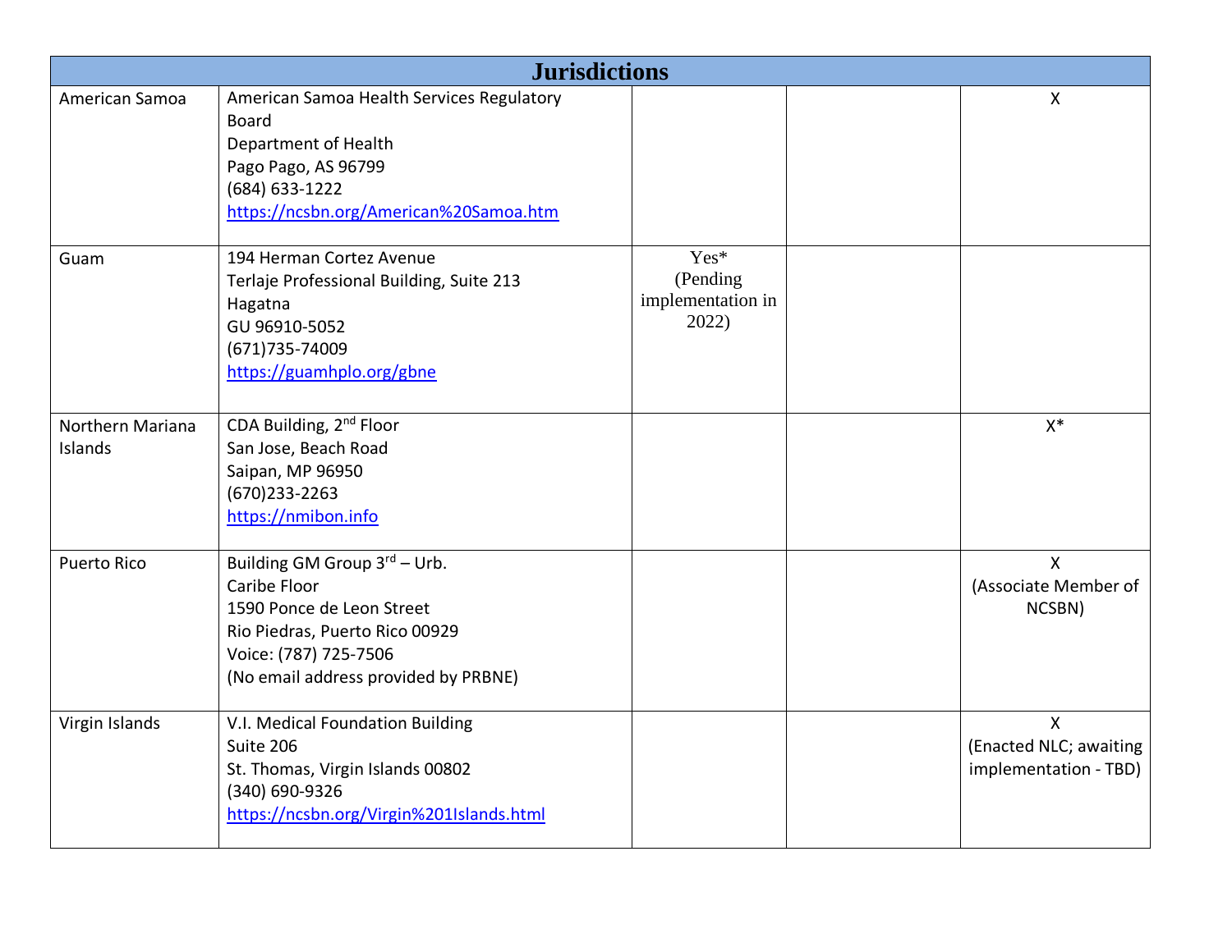| Jurisdictions | | | | |
|---|---|---|---|---|
| American Samoa | American Samoa Health Services Regulatory Board<br>Department of Health<br>Pago Pago, AS 96799<br>(684) 633-1222<br>https://ncsbn.org/American%20Samoa.htm | | | X |
| Guam | 194 Herman Cortez Avenue<br>Terlaje Professional Building, Suite 213<br>Hagatna<br>GU 96910-5052<br>(671)735-74009<br>https://guamhplo.org/gbne | Yes*<br>(Pending implementation in 2022) | | |
| Northern Mariana Islands | CDA Building, 2nd Floor<br>San Jose, Beach Road<br>Saipan, MP 96950<br>(670)233-2263<br>https://nmibon.info | | | X* |
| Puerto Rico | Building GM Group 3rd – Urb.<br>Caribe Floor<br>1590 Ponce de Leon Street<br>Rio Piedras, Puerto Rico 00929<br>Voice: (787) 725-7506<br>(No email address provided by PRBNE) | | | X<br>(Associate Member of NCSBN) |
| Virgin Islands | V.I. Medical Foundation Building<br>Suite 206<br>St. Thomas, Virgin Islands 00802<br>(340) 690-9326<br>https://ncsbn.org/Virgin%201Islands.html | | | X<br>(Enacted NLC; awaiting implementation - TBD) |